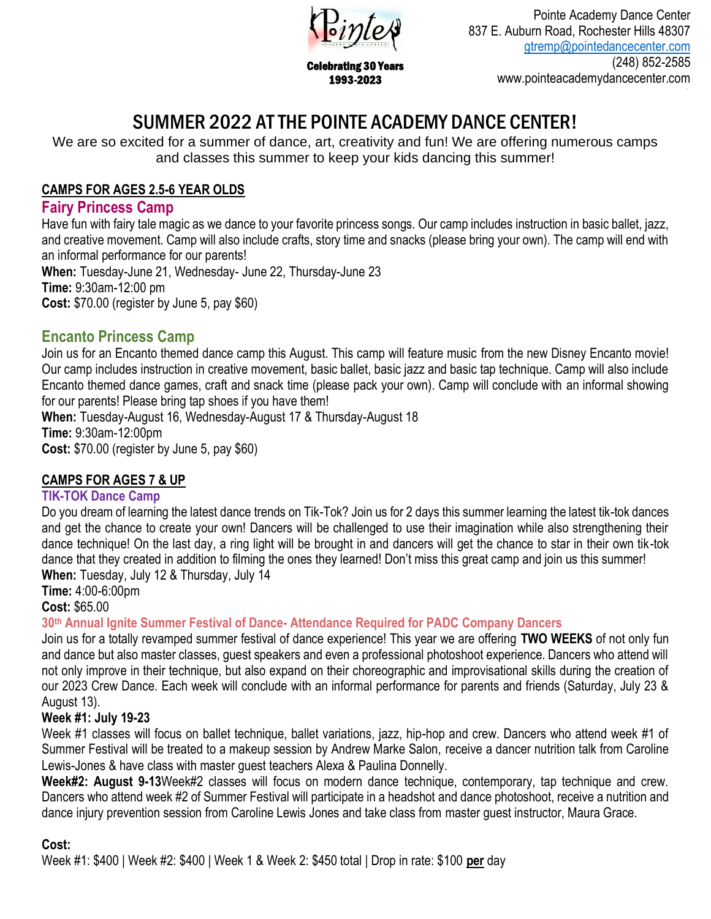Celebrating 30 Years
1993-2023

Pointe Academy Dance Center
837 E. Auburn Road, Rochester Hills 48307
gtremp@pointedancecenter.com
(248) 852-2585
www.pointeacademydancecenter.com

# SUMMER 2022 AT THE POINTE ACADEMY DANCE CENTER!

We are so excited for a summer of dance, art, creativity and fun! We are offering numerous camps and classes this summer to keep your kids dancing this summer!

## CAMPS FOR AGES 2.5-6 YEAR OLDS

### Fairy Princess Camp

Have fun with fairy tale magic as we dance to your favorite princess songs. Our camp includes instruction in basic ballet, jazz, and creative movement. Camp will also include crafts, story time and snacks (please bring your own). The camp will end with an informal performance for our parents!

**When:** Tuesday-June 21, Wednesday- June 22, Thursday-June 23
**Time:** 9:30am-12:00 pm
**Cost:** $70.00 (register by June 5, pay $60)

### Encanto Princess Camp

Join us for an Encanto themed dance camp this August. This camp will feature music from the new Disney Encanto movie! Our camp includes instruction in creative movement, basic ballet, basic jazz and basic tap technique. Camp will also include Encanto themed dance games, craft and snack time (please pack your own). Camp will conclude with an informal showing for our parents! Please bring tap shoes if you have them!

**When:** Tuesday-August 16, Wednesday-August 17 & Thursday-August 18
**Time:** 9:30am-12:00pm
**Cost:** $70.00 (register by June 5, pay $60)

## CAMPS FOR AGES 7 & UP

### TIK-TOK Dance Camp

Do you dream of learning the latest dance trends on Tik-Tok? Join us for 2 days this summer learning the latest tik-tok dances and get the chance to create your own! Dancers will be challenged to use their imagination while also strengthening their dance technique! On the last day, a ring light will be brought in and dancers will get the chance to star in their own tik-tok dance that they created in addition to filming the ones they learned! Don't miss this great camp and join us this summer!

**When:** Tuesday, July 12 & Thursday, July 14
**Time:** 4:00-6:00pm
**Cost:** $65.00

### 30th Annual Ignite Summer Festival of Dance- Attendance Required for PADC Company Dancers

Join us for a totally revamped summer festival of dance experience! This year we are offering **TWO WEEKS** of not only fun and dance but also master classes, guest speakers and even a professional photoshoot experience. Dancers who attend will not only improve in their technique, but also expand on their choreographic and improvisational skills during the creation of our 2023 Crew Dance. Each week will conclude with an informal performance for parents and friends (Saturday, July 23 & August 13).

**Week #1: July 19-23**

Week #1 classes will focus on ballet technique, ballet variations, jazz, hip-hop and crew. Dancers who attend week #1 of Summer Festival will be treated to a makeup session by Andrew Marke Salon, receive a dancer nutrition talk from Caroline Lewis-Jones & have class with master guest teachers Alexa & Paulina Donnelly.

**Week#2: August 9-13**Week#2 classes will focus on modern dance technique, contemporary, tap technique and crew. Dancers who attend week #2 of Summer Festival will participate in a headshot and dance photoshoot, receive a nutrition and dance injury prevention session from Caroline Lewis Jones and take class from master guest instructor, Maura Grace.

**Cost:**
Week #1: $400 | Week #2: $400 | Week 1 & Week 2: $450 total | Drop in rate: $100 **per** day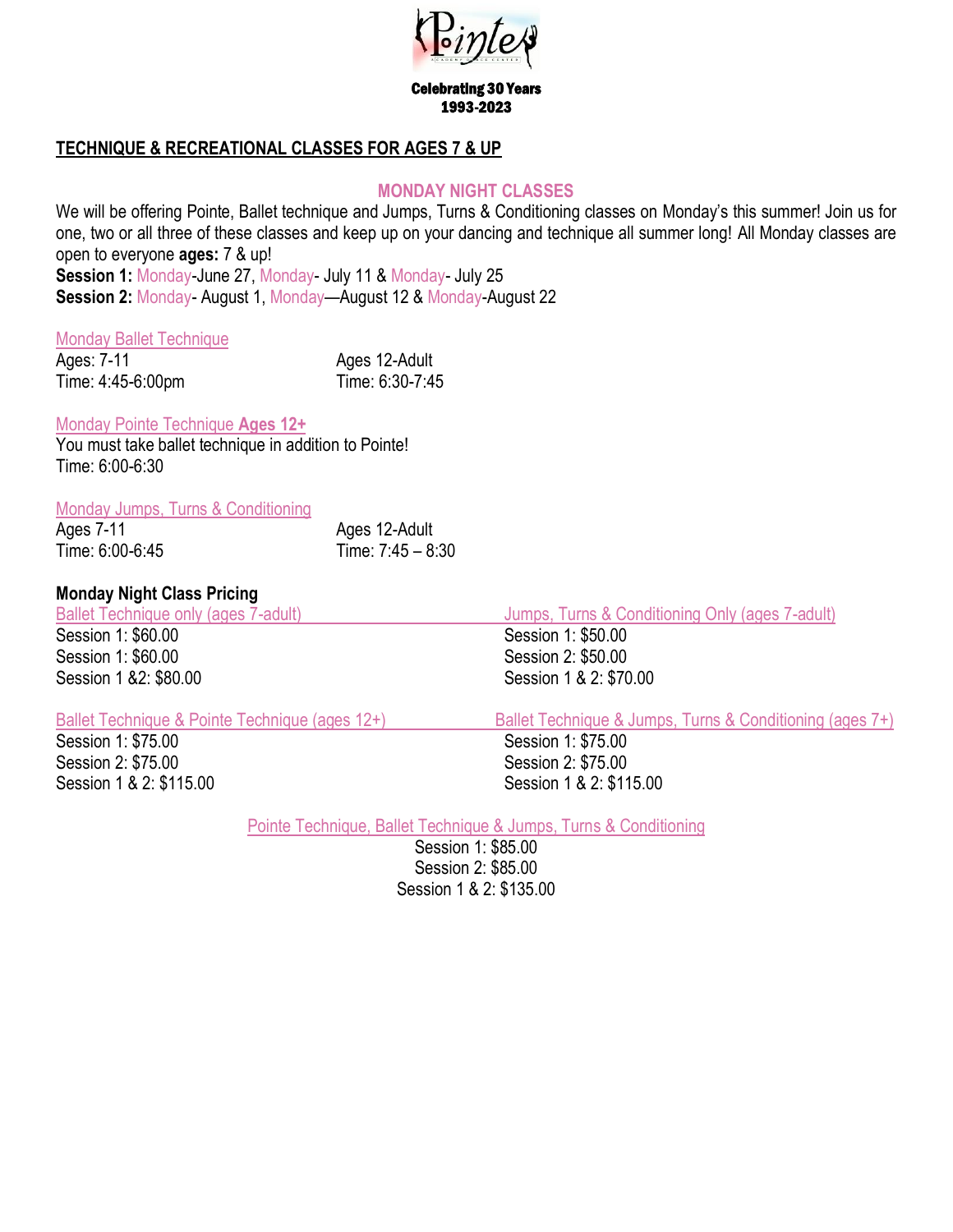Celebrating 30 Years
1993-2023

## TECHNIQUE & RECREATIONAL CLASSES FOR AGES 7 & UP

### MONDAY NIGHT CLASSES

We will be offering Pointe, Ballet technique and Jumps, Turns & Conditioning classes on Monday's this summer! Join us for one, two or all three of these classes and keep up on your dancing and technique all summer long! All Monday classes are open to everyone **ages:** 7 & up!

**Session 1:** Monday-June 27, Monday- July 11 & Monday- July 25
**Session 2:** Monday- August 1, Monday—August 12 & Monday-August 22

Monday Ballet Technique

Ages: 7-11
Time: 4:45-6:00pm

Ages 12-Adult
Time: 6:30-7:45

Monday Pointe Technique **Ages 12+**
You must take ballet technique in addition to Pointe!
Time: 6:00-6:30

Monday Jumps, Turns & Conditioning

Ages 7-11
Time: 6:00-6:45

Ages 12-Adult
Time: 7:45 – 8:30

**Monday Night Class Pricing**

Ballet Technique only (ages 7-adult)
Session 1: $60.00
Session 1: $60.00
Session 1 &2: $80.00

Jumps, Turns & Conditioning Only (ages 7-adult)
Session 1: $50.00
Session 2: $50.00
Session 1 & 2: $70.00

Ballet Technique & Pointe Technique (ages 12+)
Session 1: $75.00
Session 2: $75.00
Session 1 & 2: $115.00

Ballet Technique & Jumps, Turns & Conditioning (ages 7+)
Session 1: $75.00
Session 2: $75.00
Session 1 & 2: $115.00

Pointe Technique, Ballet Technique & Jumps, Turns & Conditioning
Session 1: $85.00
Session 2: $85.00
Session 1 & 2: $135.00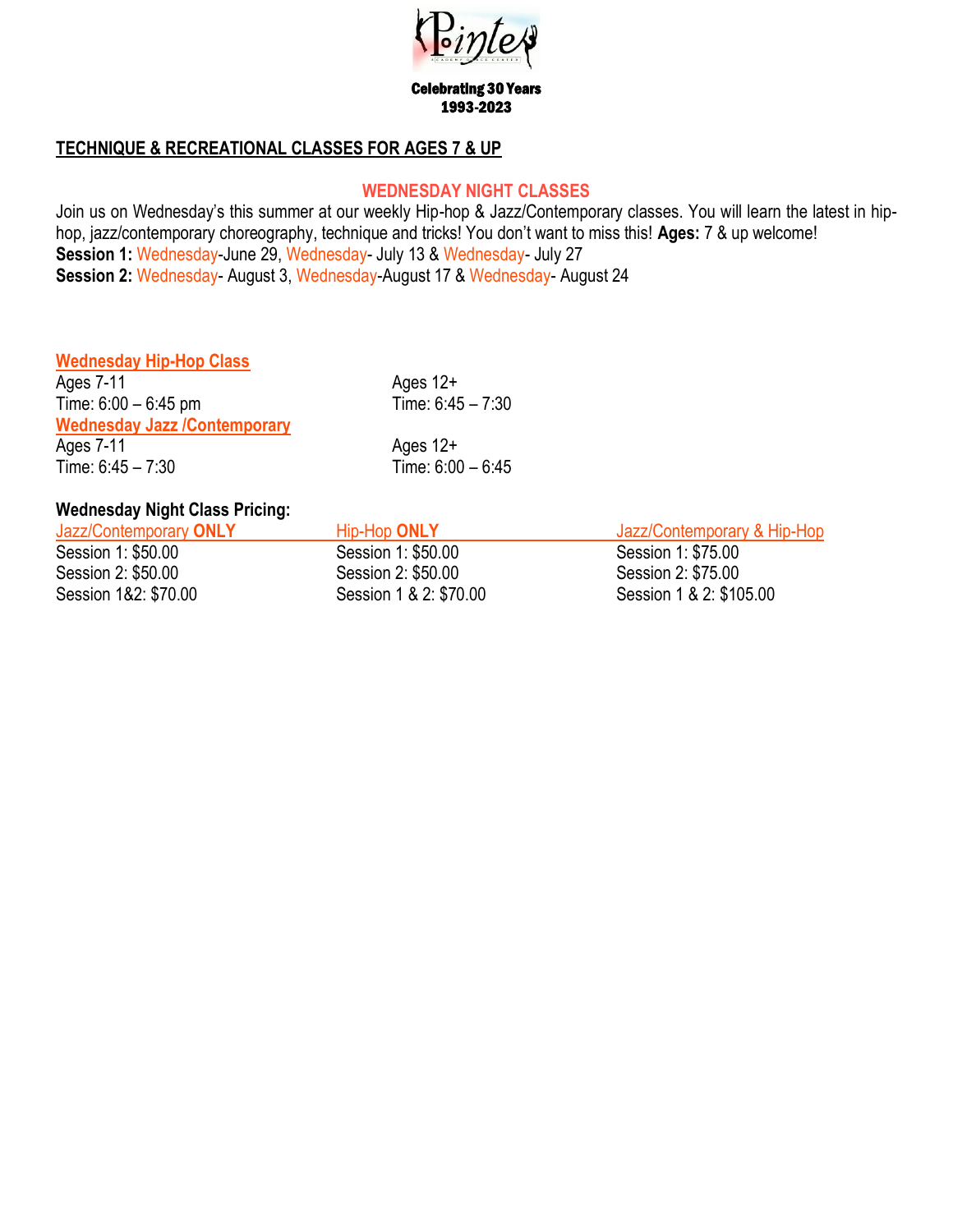Celebrating 30 Years
1993-2023

## TECHNIQUE & RECREATIONAL CLASSES FOR AGES 7 & UP

### WEDNESDAY NIGHT CLASSES

Join us on Wednesday's this summer at our weekly Hip-hop & Jazz/Contemporary classes. You will learn the latest in hip-hop, jazz/contemporary choreography, technique and tricks! You don't want to miss this! **Ages:** 7 & up welcome!

**Session 1:** Wednesday-June 29, Wednesday- July 13 & Wednesday- July 27
**Session 2:** Wednesday- August 3, Wednesday-August 17 & Wednesday- August 24

**Wednesday Hip-Hop Class**

| | |
|---|---|
| Ages 7-11 | Ages 12+ |
| Time: 6:00 – 6:45 pm | Time: 6:45 – 7:30 |

**Wednesday Jazz /Contemporary**

| | |
|---|---|
| Ages 7-11 | Ages 12+ |
| Time: 6:45 – 7:30 | Time: 6:00 – 6:45 |

**Wednesday Night Class Pricing:**

| Jazz/Contemporary **ONLY** | Hip-Hop **ONLY** | Jazz/Contemporary & Hip-Hop |
|---|---|---|
| Session 1: $50.00 | Session 1: $50.00 | Session 1: $75.00 |
| Session 2: $50.00 | Session 2: $50.00 | Session 2: $75.00 |
| Session 1&2: $70.00 | Session 1 & 2: $70.00 | Session 1 & 2: $105.00 |